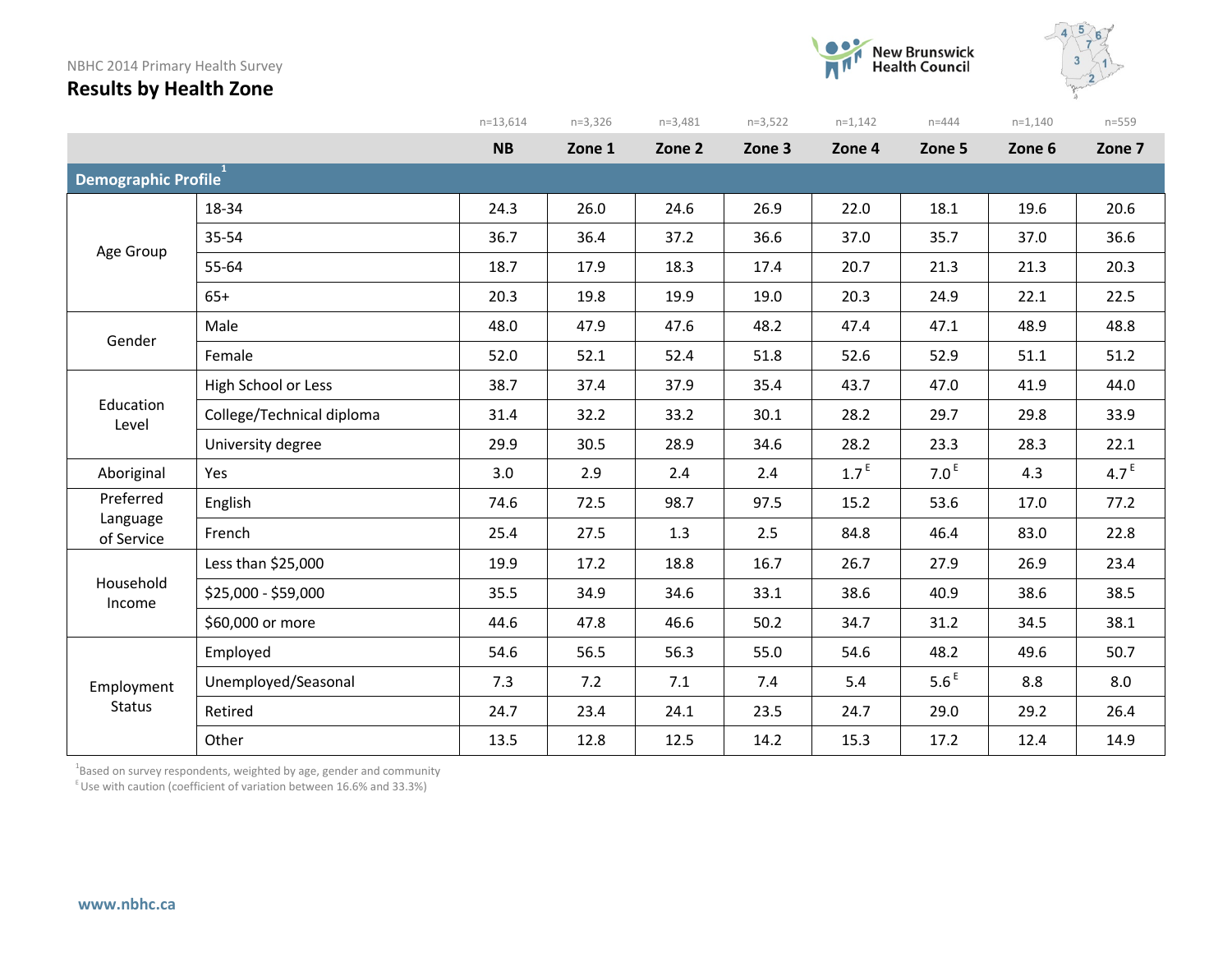NBHC 2014 Primary Health Survey

# Results by Health Zone

| | | NB | Zone 1 | Zone 2 | Zone 3 | Zone 4 | Zone 5 | Zone 6 | Zone 7 |
|---|---|---|---|---|---|---|---|---|---|
| | | n=13,614 | n=3,326 | n=3,481 | n=3,522 | n=1,142 | n=444 | n=1,140 | n=559 |
| **Demographic Profile**[1] | | | | | | | | | |
| Age Group | 18-34 | 24.3 | 26.0 | 24.6 | 26.9 | 22.0 | 18.1 | 19.6 | 20.6 |
| | 35-54 | 36.7 | 36.4 | 37.2 | 36.6 | 37.0 | 35.7 | 37.0 | 36.6 |
| | 55-64 | 18.7 | 17.9 | 18.3 | 17.4 | 20.7 | 21.3 | 21.3 | 20.3 |
| | 65+ | 20.3 | 19.8 | 19.9 | 19.0 | 20.3 | 24.9 | 22.1 | 22.5 |
| Gender | Male | 48.0 | 47.9 | 47.6 | 48.2 | 47.4 | 47.1 | 48.9 | 48.8 |
| | Female | 52.0 | 52.1 | 52.4 | 51.8 | 52.6 | 52.9 | 51.1 | 51.2 |
| Education Level | High School or Less | 38.7 | 37.4 | 37.9 | 35.4 | 43.7 | 47.0 | 41.9 | 44.0 |
| | College/Technical diploma | 31.4 | 32.2 | 33.2 | 30.1 | 28.2 | 29.7 | 29.8 | 33.9 |
| | University degree | 29.9 | 30.5 | 28.9 | 34.6 | 28.2 | 23.3 | 28.3 | 22.1 |
| Aboriginal | Yes | 3.0 | 2.9 | 2.4 | 2.4 | 1.7 E | 7.0 E | 4.3 | 4.7 E |
| Preferred Language of Service | English | 74.6 | 72.5 | 98.7 | 97.5 | 15.2 | 53.6 | 17.0 | 77.2 |
| | French | 25.4 | 27.5 | 1.3 | 2.5 | 84.8 | 46.4 | 83.0 | 22.8 |
| Household Income | Less than $25,000 | 19.9 | 17.2 | 18.8 | 16.7 | 26.7 | 27.9 | 26.9 | 23.4 |
| | $25,000 - $59,000 | 35.5 | 34.9 | 34.6 | 33.1 | 38.6 | 40.9 | 38.6 | 38.5 |
| | $60,000 or more | 44.6 | 47.8 | 46.6 | 50.2 | 34.7 | 31.2 | 34.5 | 38.1 |
| Employment Status | Employed | 54.6 | 56.5 | 56.3 | 55.0 | 54.6 | 48.2 | 49.6 | 50.7 |
| | Unemployed/Seasonal | 7.3 | 7.2 | 7.1 | 7.4 | 5.4 | 5.6 E | 8.8 | 8.0 |
| | Retired | 24.7 | 23.4 | 24.1 | 23.5 | 24.7 | 29.0 | 29.2 | 26.4 |
| | Other | 13.5 | 12.8 | 12.5 | 14.2 | 15.3 | 17.2 | 12.4 | 14.9 |

[1] Based on survey respondents, weighted by age, gender and community

E Use with caution (coefficient of variation between 16.6% and 33.3%)

www.nbhc.ca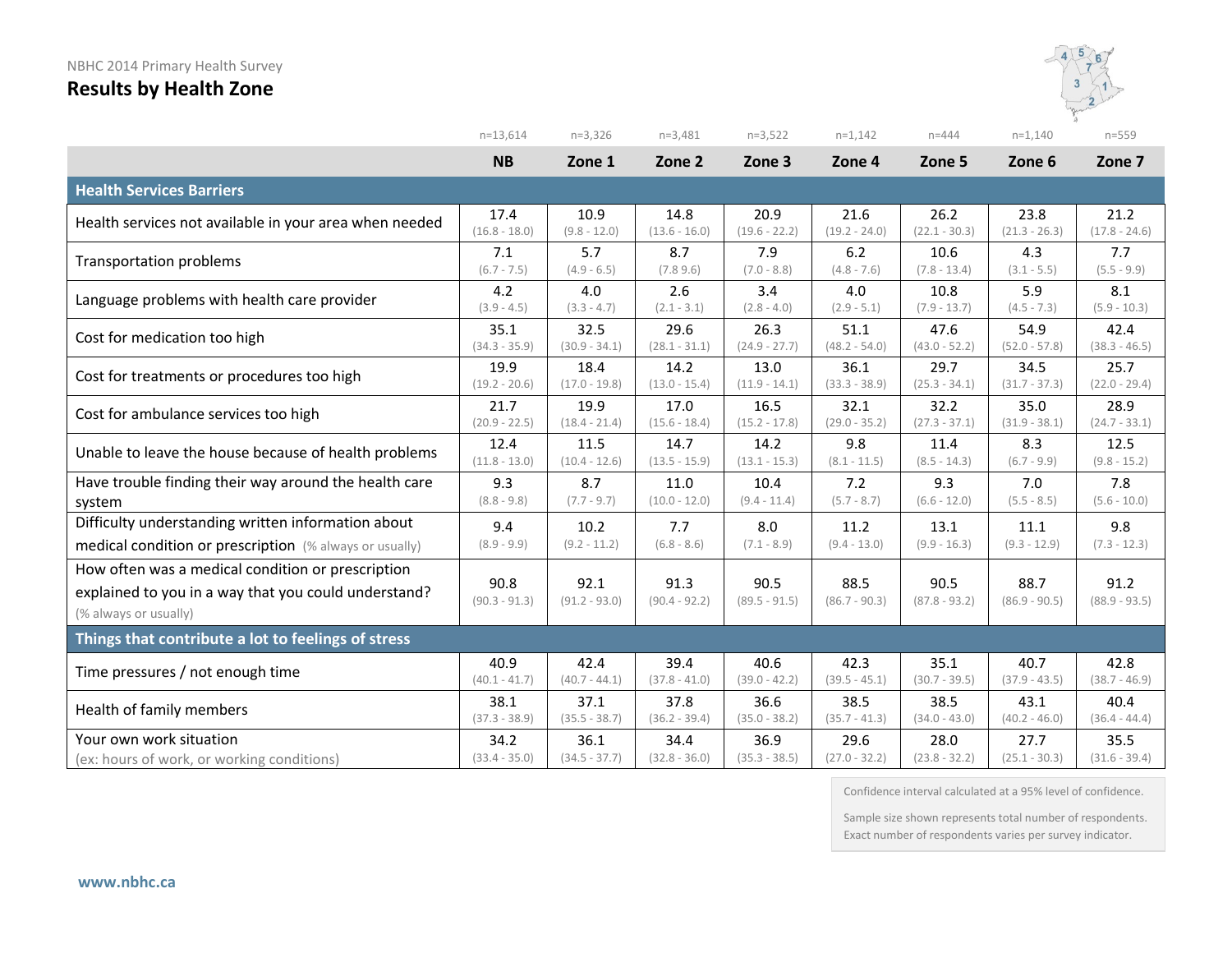NBHC 2014 Primary Health Survey

## Results by Health Zone

| | NB | Zone 1 | Zone 2 | Zone 3 | Zone 4 | Zone 5 | Zone 6 | Zone 7 |
|---|---|---|---|---|---|---|---|---|
| | n=13,614 | n=3,326 | n=3,481 | n=3,522 | n=1,142 | n=444 | n=1,140 | n=559 |
| **Health Services Barriers** | | | | | | | | |
| Health services not available in your area when needed | 17.4 (16.8 - 18.0) | 10.9 (9.8 - 12.0) | 14.8 (13.6 - 16.0) | 20.9 (19.6 - 22.2) | 21.6 (19.2 - 24.0) | 26.2 (22.1 - 30.3) | 23.8 (21.3 - 26.3) | 21.2 (17.8 - 24.6) |
| Transportation problems | 7.1 (6.7 - 7.5) | 5.7 (4.9 - 6.5) | 8.7 (7.8 9.6) | 7.9 (7.0 - 8.8) | 6.2 (4.8 - 7.6) | 10.6 (7.8 - 13.4) | 4.3 (3.1 - 5.5) | 7.7 (5.5 - 9.9) |
| Language problems with health care provider | 4.2 (3.9 - 4.5) | 4.0 (3.3 - 4.7) | 2.6 (2.1 - 3.1) | 3.4 (2.8 - 4.0) | 4.0 (2.9 - 5.1) | 10.8 (7.9 - 13.7) | 5.9 (4.5 - 7.3) | 8.1 (5.9 - 10.3) |
| Cost for medication too high | 35.1 (34.3 - 35.9) | 32.5 (30.9 - 34.1) | 29.6 (28.1 - 31.1) | 26.3 (24.9 - 27.7) | 51.1 (48.2 - 54.0) | 47.6 (43.0 - 52.2) | 54.9 (52.0 - 57.8) | 42.4 (38.3 - 46.5) |
| Cost for treatments or procedures too high | 19.9 (19.2 - 20.6) | 18.4 (17.0 - 19.8) | 14.2 (13.0 - 15.4) | 13.0 (11.9 - 14.1) | 36.1 (33.3 - 38.9) | 29.7 (25.3 - 34.1) | 34.5 (31.7 - 37.3) | 25.7 (22.0 - 29.4) |
| Cost for ambulance services too high | 21.7 (20.9 - 22.5) | 19.9 (18.4 - 21.4) | 17.0 (15.6 - 18.4) | 16.5 (15.2 - 17.8) | 32.1 (29.0 - 35.2) | 32.2 (27.3 - 37.1) | 35.0 (31.9 - 38.1) | 28.9 (24.7 - 33.1) |
| Unable to leave the house because of health problems | 12.4 (11.8 - 13.0) | 11.5 (10.4 - 12.6) | 14.7 (13.5 - 15.9) | 14.2 (13.1 - 15.3) | 9.8 (8.1 - 11.5) | 11.4 (8.5 - 14.3) | 8.3 (6.7 - 9.9) | 12.5 (9.8 - 15.2) |
| Have trouble finding their way around the health care system | 9.3 (8.8 - 9.8) | 8.7 (7.7 - 9.7) | 11.0 (10.0 - 12.0) | 10.4 (9.4 - 11.4) | 7.2 (5.7 - 8.7) | 9.3 (6.6 - 12.0) | 7.0 (5.5 - 8.5) | 7.8 (5.6 - 10.0) |
| Difficulty understanding written information about medical condition or prescription (% always or usually) | 9.4 (8.9 - 9.9) | 10.2 (9.2 - 11.2) | 7.7 (6.8 - 8.6) | 8.0 (7.1 - 8.9) | 11.2 (9.4 - 13.0) | 13.1 (9.9 - 16.3) | 11.1 (9.3 - 12.9) | 9.8 (7.3 - 12.3) |
| How often was a medical condition or prescription explained to you in a way that you could understand? (% always or usually) | 90.8 (90.3 - 91.3) | 92.1 (91.2 - 93.0) | 91.3 (90.4 - 92.2) | 90.5 (89.5 - 91.5) | 88.5 (86.7 - 90.3) | 90.5 (87.8 - 93.2) | 88.7 (86.9 - 90.5) | 91.2 (88.9 - 93.5) |
| **Things that contribute a lot to feelings of stress** | | | | | | | | |
| Time pressures / not enough time | 40.9 (40.1 - 41.7) | 42.4 (40.7 - 44.1) | 39.4 (37.8 - 41.0) | 40.6 (39.0 - 42.2) | 42.3 (39.5 - 45.1) | 35.1 (30.7 - 39.5) | 40.7 (37.9 - 43.5) | 42.8 (38.7 - 46.9) |
| Health of family members | 38.1 (37.3 - 38.9) | 37.1 (35.5 - 38.7) | 37.8 (36.2 - 39.4) | 36.6 (35.0 - 38.2) | 38.5 (35.7 - 41.3) | 38.5 (34.0 - 43.0) | 43.1 (40.2 - 46.0) | 40.4 (36.4 - 44.4) |
| Your own work situation (ex: hours of work, or working conditions) | 34.2 (33.4 - 35.0) | 36.1 (34.5 - 37.7) | 34.4 (32.8 - 36.0) | 36.9 (35.3 - 38.5) | 29.6 (27.0 - 32.2) | 28.0 (23.8 - 32.2) | 27.7 (25.1 - 30.3) | 35.5 (31.6 - 39.4) |

Confidence interval calculated at a 95% level of confidence.

Sample size shown represents total number of respondents. Exact number of respondents varies per survey indicator.

www.nbhc.ca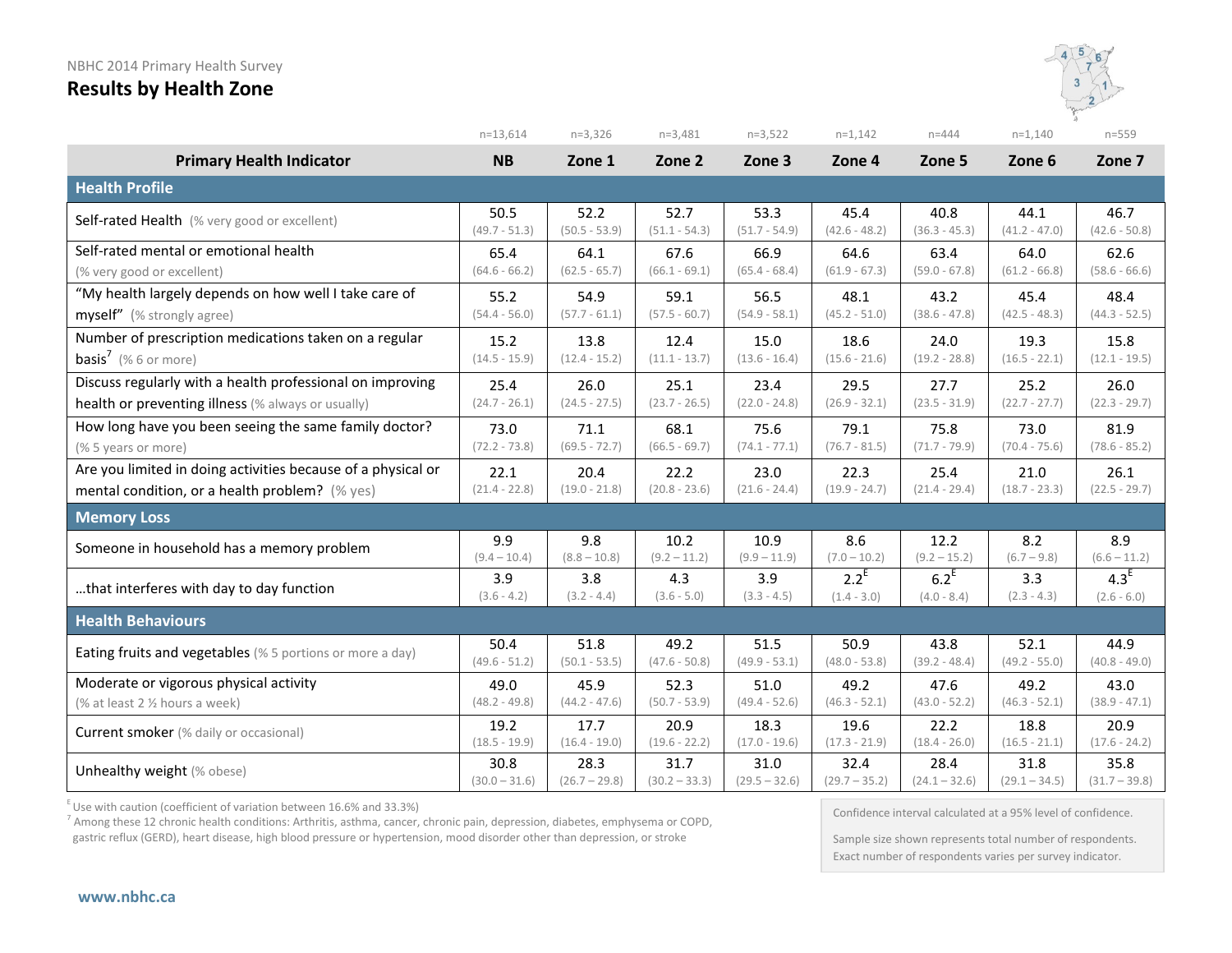NBHC 2014 Primary Health Survey

# Results by Health Zone

| Primary Health Indicator | NB<br>n=13,614 | Zone 1<br>n=3,326 | Zone 2<br>n=3,481 | Zone 3<br>n=3,522 | Zone 4<br>n=1,142 | Zone 5<br>n=444 | Zone 6<br>n=1,140 | Zone 7<br>n=559 |
|---|---|---|---|---|---|---|---|---|
| **Health Profile** | | | | | | | | |
| Self-rated Health (% very good or excellent) | 50.5 (49.7 - 51.3) | 52.2 (50.5 - 53.9) | 52.7 (51.1 - 54.3) | 53.3 (51.7 - 54.9) | 45.4 (42.6 - 48.2) | 40.8 (36.3 - 45.3) | 44.1 (41.2 - 47.0) | 46.7 (42.6 - 50.8) |
| Self-rated mental or emotional health (% very good or excellent) | 65.4 (64.6 - 66.2) | 64.1 (62.5 - 65.7) | 67.6 (66.1 - 69.1) | 66.9 (65.4 - 68.4) | 64.6 (61.9 - 67.3) | 63.4 (59.0 - 67.8) | 64.0 (61.2 - 66.8) | 62.6 (58.6 - 66.6) |
| "My health largely depends on how well I take care of myself" (% strongly agree) | 55.2 (54.4 - 56.0) | 54.9 (57.7 - 61.1) | 59.1 (57.5 - 60.7) | 56.5 (54.9 - 58.1) | 48.1 (45.2 - 51.0) | 43.2 (38.6 - 47.8) | 45.4 (42.5 - 48.3) | 48.4 (44.3 - 52.5) |
| Number of prescription medications taken on a regular basis[7] (% 6 or more) | 15.2 (14.5 - 15.9) | 13.8 (12.4 - 15.2) | 12.4 (11.1 - 13.7) | 15.0 (13.6 - 16.4) | 18.6 (15.6 - 21.6) | 24.0 (19.2 - 28.8) | 19.3 (16.5 - 22.1) | 15.8 (12.1 - 19.5) |
| Discuss regularly with a health professional on improving health or preventing illness (% always or usually) | 25.4 (24.7 - 26.1) | 26.0 (24.5 - 27.5) | 25.1 (23.7 - 26.5) | 23.4 (22.0 - 24.8) | 29.5 (26.9 - 32.1) | 27.7 (23.5 - 31.9) | 25.2 (22.7 - 27.7) | 26.0 (22.3 - 29.7) |
| How long have you been seeing the same family doctor? (% 5 years or more) | 73.0 (72.2 - 73.8) | 71.1 (69.5 - 72.7) | 68.1 (66.5 - 69.7) | 75.6 (74.1 - 77.1) | 79.1 (76.7 - 81.5) | 75.8 (71.7 - 79.9) | 73.0 (70.4 - 75.6) | 81.9 (78.6 - 85.2) |
| Are you limited in doing activities because of a physical or mental condition, or a health problem? (% yes) | 22.1 (21.4 - 22.8) | 20.4 (19.0 - 21.8) | 22.2 (20.8 - 23.6) | 23.0 (21.6 - 24.4) | 22.3 (19.9 - 24.7) | 25.4 (21.4 - 29.4) | 21.0 (18.7 - 23.3) | 26.1 (22.5 - 29.7) |
| **Memory Loss** | | | | | | | | |
| Someone in household has a memory problem | 9.9 (9.4 – 10.4) | 9.8 (8.8 – 10.8) | 10.2 (9.2 – 11.2) | 10.9 (9.9 – 11.9) | 8.6 (7.0 – 10.2) | 12.2 (9.2 – 15.2) | 8.2 (6.7 – 9.8) | 8.9 (6.6 – 11.2) |
| …that interferes with day to day function | 3.9 (3.6 - 4.2) | 3.8 (3.2 - 4.4) | 4.3 (3.6 - 5.0) | 3.9 (3.3 - 4.5) | 2.2[E] (1.4 - 3.0) | 6.2[E] (4.0 - 8.4) | 3.3 (2.3 - 4.3) | 4.3[E] (2.6 - 6.0) |
| **Health Behaviours** | | | | | | | | |
| Eating fruits and vegetables (% 5 portions or more a day) | 50.4 (49.6 - 51.2) | 51.8 (50.1 - 53.5) | 49.2 (47.6 - 50.8) | 51.5 (49.9 - 53.1) | 50.9 (48.0 - 53.8) | 43.8 (39.2 - 48.4) | 52.1 (49.2 - 55.0) | 44.9 (40.8 - 49.0) |
| Moderate or vigorous physical activity (% at least 2 ½ hours a week) | 49.0 (48.2 - 49.8) | 45.9 (44.2 - 47.6) | 52.3 (50.7 - 53.9) | 51.0 (49.4 - 52.6) | 49.2 (46.3 - 52.1) | 47.6 (43.0 - 52.2) | 49.2 (46.3 - 52.1) | 43.0 (38.9 - 47.1) |
| Current smoker (% daily or occasional) | 19.2 (18.5 - 19.9) | 17.7 (16.4 - 19.0) | 20.9 (19.6 - 22.2) | 18.3 (17.0 - 19.6) | 19.6 (17.3 - 21.9) | 22.2 (18.4 - 26.0) | 18.8 (16.5 - 21.1) | 20.9 (17.6 - 24.2) |
| Unhealthy weight (% obese) | 30.8 (30.0 – 31.6) | 28.3 (26.7 – 29.8) | 31.7 (30.2 – 33.3) | 31.0 (29.5 – 32.6) | 32.4 (29.7 – 35.2) | 28.4 (24.1 – 32.6) | 31.8 (29.1 – 34.5) | 35.8 (31.7 – 39.8) |

[E] Use with caution (coefficient of variation between 16.6% and 33.3%)

[7] Among these 12 chronic health conditions: Arthritis, asthma, cancer, chronic pain, depression, diabetes, emphysema or COPD, gastric reflux (GERD), heart disease, high blood pressure or hypertension, mood disorder other than depression, or stroke

Confidence interval calculated at a 95% level of confidence.

Sample size shown represents total number of respondents. Exact number of respondents varies per survey indicator.

www.nbhc.ca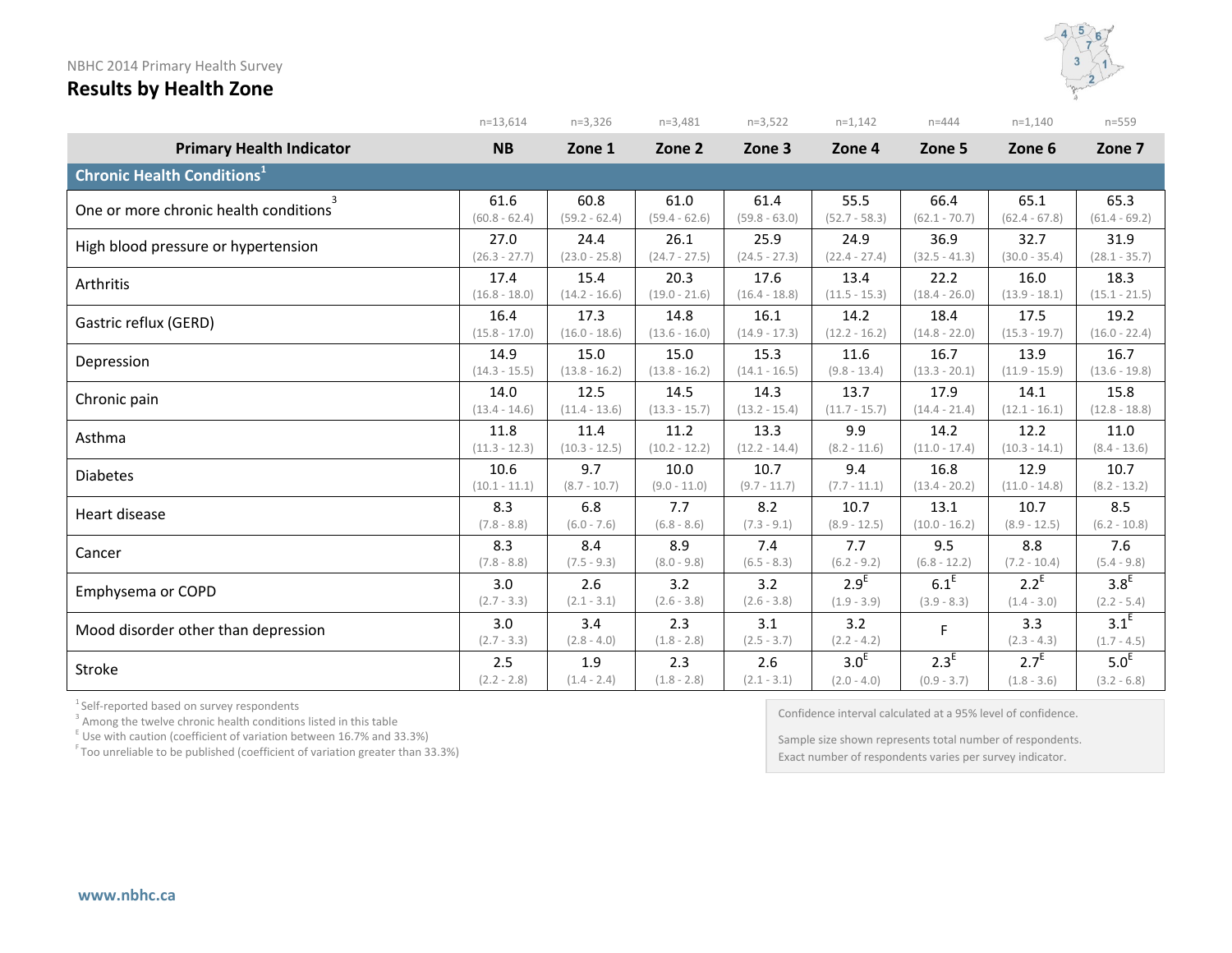NBHC 2014 Primary Health Survey

## Results by Health Zone

| Primary Health Indicator | NB (n=13,614) | Zone 1 (n=3,326) | Zone 2 (n=3,481) | Zone 3 (n=3,522) | Zone 4 (n=1,142) | Zone 5 (n=444) | Zone 6 (n=1,140) | Zone 7 (n=559) |
|---|---|---|---|---|---|---|---|---|
| **Chronic Health Conditions[1]** | | | | | | | | |
| One or more chronic health conditions[3] | 61.6 (60.8 - 62.4) | 60.8 (59.2 - 62.4) | 61.0 (59.4 - 62.6) | 61.4 (59.8 - 63.0) | 55.5 (52.7 - 58.3) | 66.4 (62.1 - 70.7) | 65.1 (62.4 - 67.8) | 65.3 (61.4 - 69.2) |
| High blood pressure or hypertension | 27.0 (26.3 - 27.7) | 24.4 (23.0 - 25.8) | 26.1 (24.7 - 27.5) | 25.9 (24.5 - 27.3) | 24.9 (22.4 - 27.4) | 36.9 (32.5 - 41.3) | 32.7 (30.0 - 35.4) | 31.9 (28.1 - 35.7) |
| Arthritis | 17.4 (16.8 - 18.0) | 15.4 (14.2 - 16.6) | 20.3 (19.0 - 21.6) | 17.6 (16.4 - 18.8) | 13.4 (11.5 - 15.3) | 22.2 (18.4 - 26.0) | 16.0 (13.9 - 18.1) | 18.3 (15.1 - 21.5) |
| Gastric reflux (GERD) | 16.4 (15.8 - 17.0) | 17.3 (16.0 - 18.6) | 14.8 (13.6 - 16.0) | 16.1 (14.9 - 17.3) | 14.2 (12.2 - 16.2) | 18.4 (14.8 - 22.0) | 17.5 (15.3 - 19.7) | 19.2 (16.0 - 22.4) |
| Depression | 14.9 (14.3 - 15.5) | 15.0 (13.8 - 16.2) | 15.0 (13.8 - 16.2) | 15.3 (14.1 - 16.5) | 11.6 (9.8 - 13.4) | 16.7 (13.3 - 20.1) | 13.9 (11.9 - 15.9) | 16.7 (13.6 - 19.8) |
| Chronic pain | 14.0 (13.4 - 14.6) | 12.5 (11.4 - 13.6) | 14.5 (13.3 - 15.7) | 14.3 (13.2 - 15.4) | 13.7 (11.7 - 15.7) | 17.9 (14.4 - 21.4) | 14.1 (12.1 - 16.1) | 15.8 (12.8 - 18.8) |
| Asthma | 11.8 (11.3 - 12.3) | 11.4 (10.3 - 12.5) | 11.2 (10.2 - 12.2) | 13.3 (12.2 - 14.4) | 9.9 (8.2 - 11.6) | 14.2 (11.0 - 17.4) | 12.2 (10.3 - 14.1) | 11.0 (8.4 - 13.6) |
| Diabetes | 10.6 (10.1 - 11.1) | 9.7 (8.7 - 10.7) | 10.0 (9.0 - 11.0) | 10.7 (9.7 - 11.7) | 9.4 (7.7 - 11.1) | 16.8 (13.4 - 20.2) | 12.9 (11.0 - 14.8) | 10.7 (8.2 - 13.2) |
| Heart disease | 8.3 (7.8 - 8.8) | 6.8 (6.0 - 7.6) | 7.7 (6.8 - 8.6) | 8.2 (7.3 - 9.1) | 10.7 (8.9 - 12.5) | 13.1 (10.0 - 16.2) | 10.7 (8.9 - 12.5) | 8.5 (6.2 - 10.8) |
| Cancer | 8.3 (7.8 - 8.8) | 8.4 (7.5 - 9.3) | 8.9 (8.0 - 9.8) | 7.4 (6.5 - 8.3) | 7.7 (6.2 - 9.2) | 9.5 (6.8 - 12.2) | 8.8 (7.2 - 10.4) | 7.6 (5.4 - 9.8) |
| Emphysema or COPD | 3.0 (2.7 - 3.3) | 2.6 (2.1 - 3.1) | 3.2 (2.6 - 3.8) | 3.2 (2.6 - 3.8) | 2.9 E (1.9 - 3.9) | 6.1 E (3.9 - 8.3) | 2.2 E (1.4 - 3.0) | 3.8 E (2.2 - 5.4) |
| Mood disorder other than depression | 3.0 (2.7 - 3.3) | 3.4 (2.8 - 4.0) | 2.3 (1.8 - 2.8) | 3.1 (2.5 - 3.7) | 3.2 (2.2 - 4.2) | F | 3.3 (2.3 - 4.3) | 3.1 E (1.7 - 4.5) |
| Stroke | 2.5 (2.2 - 2.8) | 1.9 (1.4 - 2.4) | 2.3 (1.8 - 2.8) | 2.6 (2.1 - 3.1) | 3.0 E (2.0 - 4.0) | 2.3 E (0.9 - 3.7) | 2.7 E (1.8 - 3.6) | 5.0 E (3.2 - 6.8) |

[1] Self-reported based on survey respondents
[3] Among the twelve chronic health conditions listed in this table
[E] Use with caution (coefficient of variation between 16.7% and 33.3%)
[F] Too unreliable to be published (coefficient of variation greater than 33.3%)

Confidence interval calculated at a 95% level of confidence.

Sample size shown represents total number of respondents. Exact number of respondents varies per survey indicator.

www.nbhc.ca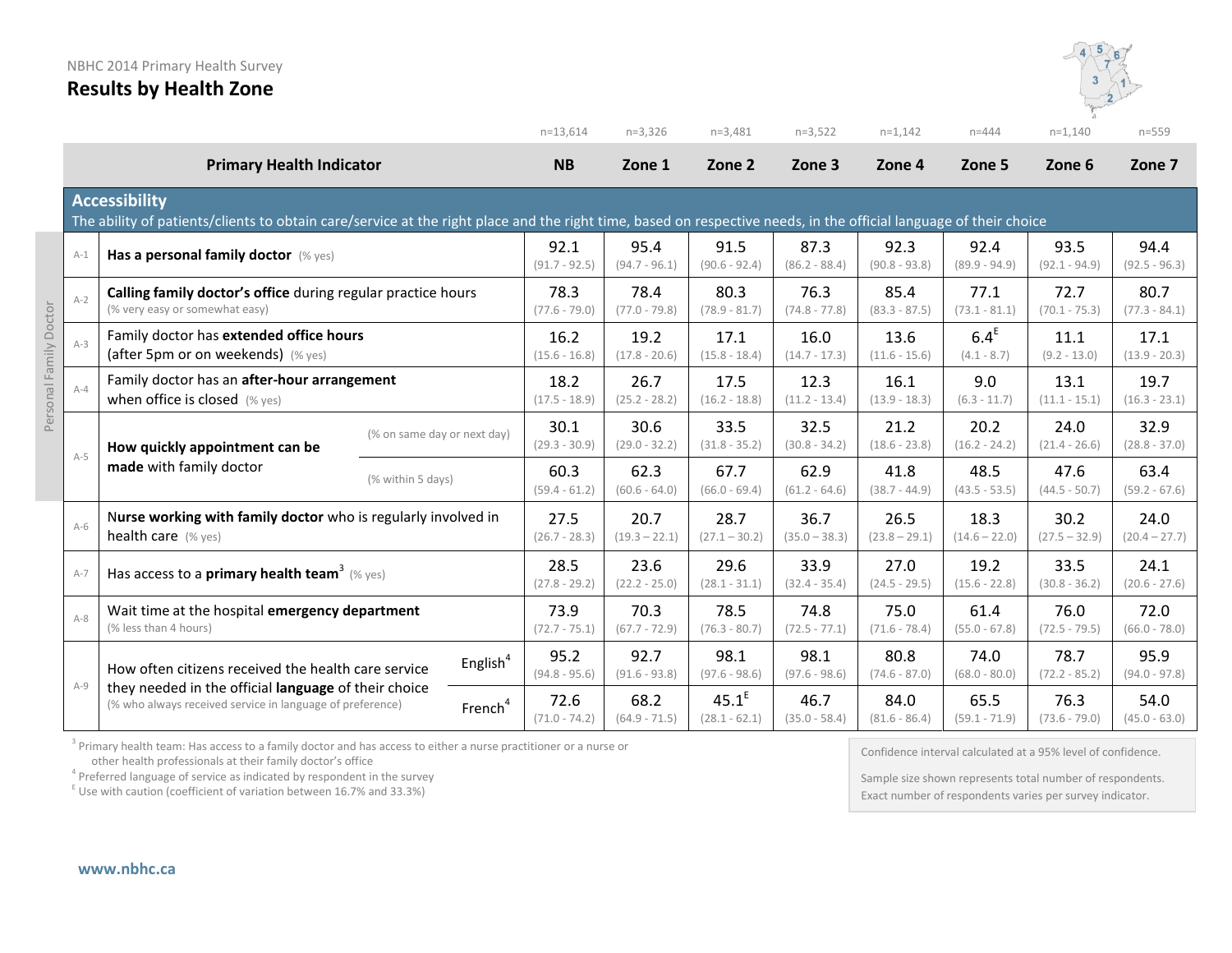NBHC 2014 Primary Health Survey

# Results by Health Zone

| | Primary Health Indicator | | NB | Zone 1 | Zone 2 | Zone 3 | Zone 4 | Zone 5 | Zone 6 | Zone 7 |
|---|---|---|---|---|---|---|---|---|---|---|
| | | | n=13,614 | n=3,326 | n=3,481 | n=3,522 | n=1,142 | n=444 | n=1,140 | n=559 |
| **Accessibility** | The ability of patients/clients to obtain care/service at the right place and the right time, based on respective needs, in the official language of their choice | | | | | | | | | |
| A-1 | **Has a personal family doctor** (% yes) | | 92.1 (91.7 - 92.5) | 95.4 (94.7 - 96.1) | 91.5 (90.6 - 92.4) | 87.3 (86.2 - 88.4) | 92.3 (90.8 - 93.8) | 92.4 (89.9 - 94.9) | 93.5 (92.1 - 94.9) | 94.4 (92.5 - 96.3) |
| A-2 | **Calling family doctor's office** during regular practice hours (% very easy or somewhat easy) | | 78.3 (77.6 - 79.0) | 78.4 (77.0 - 79.8) | 80.3 (78.9 - 81.7) | 76.3 (74.8 - 77.8) | 85.4 (83.3 - 87.5) | 77.1 (73.1 - 81.1) | 72.7 (70.1 - 75.3) | 80.7 (77.3 - 84.1) |
| A-3 | Family doctor has **extended office hours** (after 5pm or on weekends) (% yes) | | 16.2 (15.6 - 16.8) | 19.2 (17.8 - 20.6) | 17.1 (15.8 - 18.4) | 16.0 (14.7 - 17.3) | 13.6 (11.6 - 15.6) | 6.4[E] (4.1 - 8.7) | 11.1 (9.2 - 13.0) | 17.1 (13.9 - 20.3) |
| A-4 | Family doctor has an **after-hour arrangement** when office is closed (% yes) | | 18.2 (17.5 - 18.9) | 26.7 (25.2 - 28.2) | 17.5 (16.2 - 18.8) | 12.3 (11.2 - 13.4) | 16.1 (13.9 - 18.3) | 9.0 (6.3 - 11.7) | 13.1 (11.1 - 15.1) | 19.7 (16.3 - 23.1) |
| A-5 | **How quickly appointment can be made** with family doctor | (% on same day or next day) | 30.1 (29.3 - 30.9) | 30.6 (29.0 - 32.2) | 33.5 (31.8 - 35.2) | 32.5 (30.8 - 34.2) | 21.2 (18.6 - 23.8) | 20.2 (16.2 - 24.2) | 24.0 (21.4 - 26.6) | 32.9 (28.8 - 37.0) |
| | | (% within 5 days) | 60.3 (59.4 - 61.2) | 62.3 (60.6 - 64.0) | 67.7 (66.0 - 69.4) | 62.9 (61.2 - 64.6) | 41.8 (38.7 - 44.9) | 48.5 (43.5 - 53.5) | 47.6 (44.5 - 50.7) | 63.4 (59.2 - 67.6) |
| A-6 | **Nurse working with family doctor** who is regularly involved in health care (% yes) | | 27.5 (26.7 - 28.3) | 20.7 (19.3 – 22.1) | 28.7 (27.1 – 30.2) | 36.7 (35.0 – 38.3) | 26.5 (23.8 – 29.1) | 18.3 (14.6 – 22.0) | 30.2 (27.5 – 32.9) | 24.0 (20.4 – 27.7) |
| A-7 | Has access to a **primary health team**[3] (% yes) | | 28.5 (27.8 - 29.2) | 23.6 (22.2 - 25.0) | 29.6 (28.1 - 31.1) | 33.9 (32.4 - 35.4) | 27.0 (24.5 - 29.5) | 19.2 (15.6 - 22.8) | 33.5 (30.8 - 36.2) | 24.1 (20.6 - 27.6) |
| A-8 | Wait time at the hospital **emergency department** (% less than 4 hours) | | 73.9 (72.7 - 75.1) | 70.3 (67.7 - 72.9) | 78.5 (76.3 - 80.7) | 74.8 (72.5 - 77.1) | 75.0 (71.6 - 78.4) | 61.4 (55.0 - 67.8) | 76.0 (72.5 - 79.5) | 72.0 (66.0 - 78.0) |
| A-9 | How often citizens received the health care service they needed in the official **language** of their choice (% who always received service in language of preference) | English[4] | 95.2 (94.8 - 95.6) | 92.7 (91.6 - 93.8) | 98.1 (97.6 - 98.6) | 98.1 (97.6 - 98.6) | 80.8 (74.6 - 87.0) | 74.0 (68.0 - 80.0) | 78.7 (72.2 - 85.2) | 95.9 (94.0 - 97.8) |
| | | French[4] | 72.6 (71.0 - 74.2) | 68.2 (64.9 - 71.5) | 45.1[E] (28.1 - 62.1) | 46.7 (35.0 - 58.4) | 84.0 (81.6 - 86.4) | 65.5 (59.1 - 71.9) | 76.3 (73.6 - 79.0) | 54.0 (45.0 - 63.0) |

Rows A-1 to A-5: Personal Family Doctor

[3] Primary health team: Has access to a family doctor and has access to either a nurse practitioner or a nurse or other health professionals at their family doctor's office

[4] Preferred language of service as indicated by respondent in the survey

[E] Use with caution (coefficient of variation between 16.7% and 33.3%)

Confidence interval calculated at a 95% level of confidence.

Sample size shown represents total number of respondents. Exact number of respondents varies per survey indicator.

www.nbhc.ca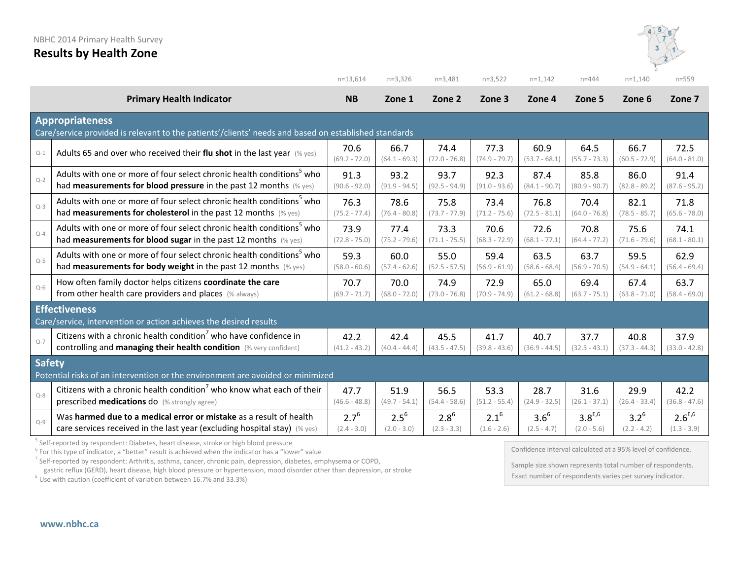NBHC 2014 Primary Health Survey

## Results by Health Zone

| | Primary Health Indicator | NB (n=13,614) | Zone 1 (n=3,326) | Zone 2 (n=3,481) | Zone 3 (n=3,522) | Zone 4 (n=1,142) | Zone 5 (n=444) | Zone 6 (n=1,140) | Zone 7 (n=559) |
|---|---|---|---|---|---|---|---|---|---|
| **Appropriateness** | Care/service provided is relevant to the patients'/clients' needs and based on established standards | | | | | | | | |
| Q-1 | Adults 65 and over who received their **flu shot** in the last year (% yes) | 70.6 (69.2 - 72.0) | 66.7 (64.1 - 69.3) | 74.4 (72.0 - 76.8) | 77.3 (74.9 - 79.7) | 60.9 (53.7 - 68.1) | 64.5 (55.7 - 73.3) | 66.7 (60.5 - 72.9) | 72.5 (64.0 - 81.0) |
| Q-2 | Adults with one or more of four select chronic health conditions[5] who had **measurements for blood pressure** in the past 12 months (% yes) | 91.3 (90.6 - 92.0) | 93.2 (91.9 - 94.5) | 93.7 (92.5 - 94.9) | 92.3 (91.0 - 93.6) | 87.4 (84.1 - 90.7) | 85.8 (80.9 - 90.7) | 86.0 (82.8 - 89.2) | 91.4 (87.6 - 95.2) |
| Q-3 | Adults with one or more of four select chronic health conditions[5] who had **measurements for cholesterol** in the past 12 months (% yes) | 76.3 (75.2 - 77.4) | 78.6 (76.4 - 80.8) | 75.8 (73.7 - 77.9) | 73.4 (71.2 - 75.6) | 76.8 (72.5 - 81.1) | 70.4 (64.0 - 76.8) | 82.1 (78.5 - 85.7) | 71.8 (65.6 - 78.0) |
| Q-4 | Adults with one or more of four select chronic health conditions[5] who had **measurements for blood sugar** in the past 12 months (% yes) | 73.9 (72.8 - 75.0) | 77.4 (75.2 - 79.6) | 73.3 (71.1 - 75.5) | 70.6 (68.3 - 72.9) | 72.6 (68.1 - 77.1) | 70.8 (64.4 - 77.2) | 75.6 (71.6 - 79.6) | 74.1 (68.1 - 80.1) |
| Q-5 | Adults with one or more of four select chronic health conditions[5] who had **measurements for body weight** in the past 12 months (% yes) | 59.3 (58.0 - 60.6) | 60.0 (57.4 - 62.6) | 55.0 (52.5 - 57.5) | 59.4 (56.9 - 61.9) | 63.5 (58.6 - 68.4) | 63.7 (56.9 - 70.5) | 59.5 (54.9 - 64.1) | 62.9 (56.4 - 69.4) |
| Q-6 | How often family doctor helps citizens **coordinate the care** from other health care providers and places (% always) | 70.7 (69.7 - 71.7) | 70.0 (68.0 - 72.0) | 74.9 (73.0 - 76.8) | 72.9 (70.9 - 74.9) | 65.0 (61.2 - 68.8) | 69.4 (63.7 - 75.1) | 67.4 (63.8 - 71.0) | 63.7 (58.4 - 69.0) |
| **Effectiveness** | Care/service, intervention or action achieves the desired results | | | | | | | | |
| Q-7 | Citizens with a chronic health condition[7] who have confidence in controlling and **managing their health condition** (% very confident) | 42.2 (41.2 - 43.2) | 42.4 (40.4 - 44.4) | 45.5 (43.5 - 47.5) | 41.7 (39.8 - 43.6) | 40.7 (36.9 - 44.5) | 37.7 (32.3 - 43.1) | 40.8 (37.3 - 44.3) | 37.9 (33.0 - 42.8) |
| **Safety** | Potential risks of an intervention or the environment are avoided or minimized | | | | | | | | |
| Q-8 | Citizens with a chronic health condition[7] who know what each of their prescribed **medications** do (% strongly agree) | 47.7 (46.6 - 48.8) | 51.9 (49.7 - 54.1) | 56.5 (54.4 - 58.6) | 53.3 (51.2 - 55.4) | 28.7 (24.9 - 32.5) | 31.6 (26.1 - 37.1) | 29.9 (26.4 - 33.4) | 42.2 (36.8 - 47.6) |
| Q-9 | Was **harmed due to a medical error or mistake** as a result of health care services received in the last year (excluding hospital stay) (% yes) | 2.7[6] (2.4 - 3.0) | 2.5[6] (2.0 - 3.0) | 2.8[6] (2.3 - 3.3) | 2.1[6] (1.6 - 2.6) | 3.6[6] (2.5 - 4.7) | 3.8[E,6] (2.0 - 5.6) | 3.2[6] (2.2 - 4.2) | 2.6[E,6] (1.3 - 3.9) |

[5] Self-reported by respondent: Diabetes, heart disease, stroke or high blood pressure

[6] For this type of indicator, a "better" result is achieved when the indicator has a "lower" value

[7] Self-reported by respondent: Arthritis, asthma, cancer, chronic pain, depression, diabetes, emphysema or COPD, gastric reflux (GERD), heart disease, high blood pressure or hypertension, mood disorder other than depression, or stroke

[E] Use with caution (coefficient of variation between 16.7% and 33.3%)

Confidence interval calculated at a 95% level of confidence.

Sample size shown represents total number of respondents. Exact number of respondents varies per survey indicator.

www.nbhc.ca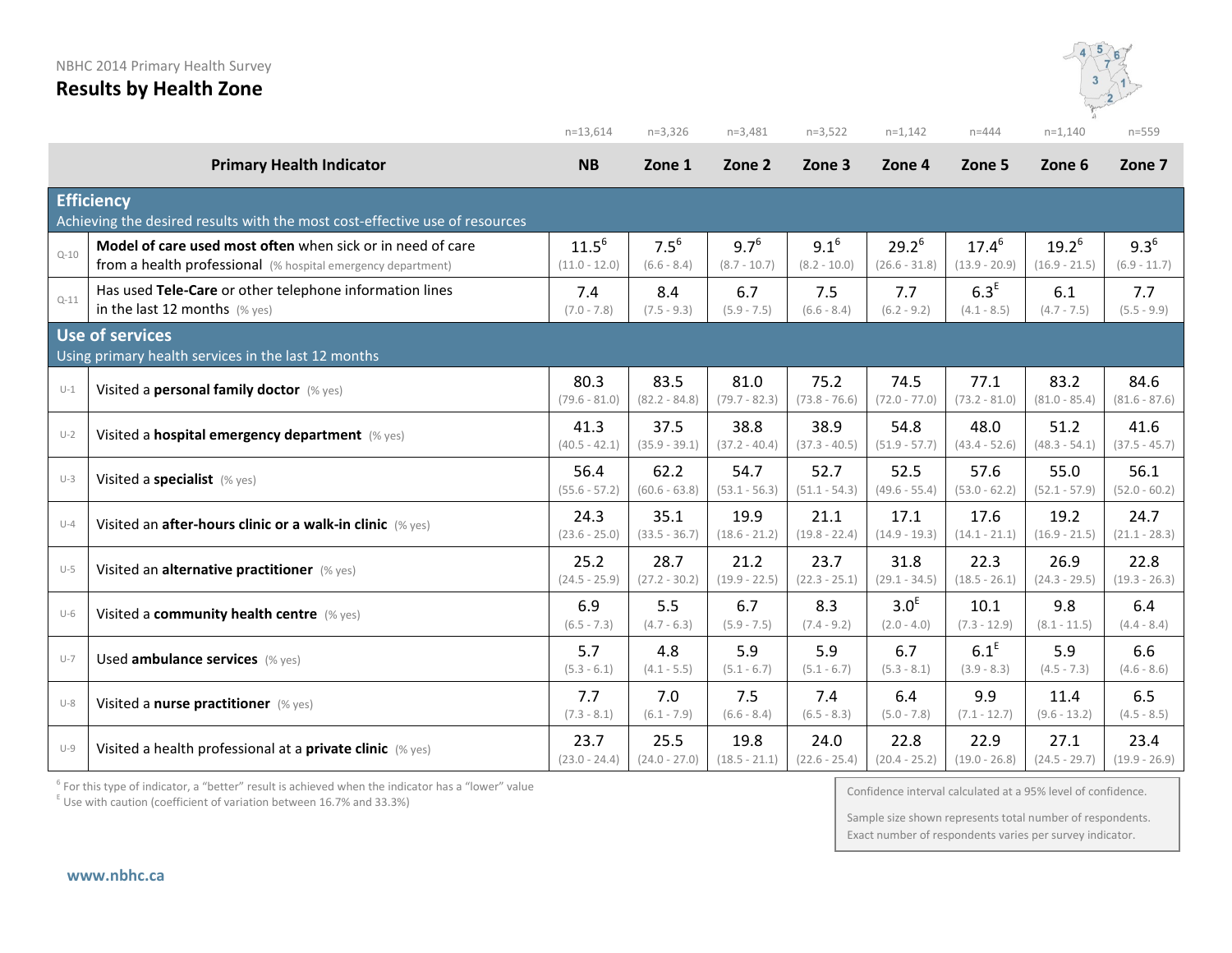NBHC 2014 Primary Health Survey

# Results by Health Zone

| | Primary Health Indicator | NB (n=13,614) | Zone 1 (n=3,326) | Zone 2 (n=3,481) | Zone 3 (n=3,522) | Zone 4 (n=1,142) | Zone 5 (n=444) | Zone 6 (n=1,140) | Zone 7 (n=559) |
|---|---|---|---|---|---|---|---|---|---|
| | **Efficiency** Achieving the desired results with the most cost-effective use of resources | | | | | | | | |
| Q-10 | **Model of care used most often** when sick or in need of care from a health professional (% hospital emergency department) | 11.5[6] (11.0 - 12.0) | 7.5[6] (6.6 - 8.4) | 9.7[6] (8.7 - 10.7) | 9.1[6] (8.2 - 10.0) | 29.2[6] (26.6 - 31.8) | 17.4[6] (13.9 - 20.9) | 19.2[6] (16.9 - 21.5) | 9.3[6] (6.9 - 11.7) |
| Q-11 | Has used **Tele-Care** or other telephone information lines in the last 12 months (% yes) | 7.4 (7.0 - 7.8) | 8.4 (7.5 - 9.3) | 6.7 (5.9 - 7.5) | 7.5 (6.6 - 8.4) | 7.7 (6.2 - 9.2) | 6.3[E] (4.1 - 8.5) | 6.1 (4.7 - 7.5) | 7.7 (5.5 - 9.9) |
| | **Use of services** Using primary health services in the last 12 months | | | | | | | | |
| U-1 | Visited a **personal family doctor** (% yes) | 80.3 (79.6 - 81.0) | 83.5 (82.2 - 84.8) | 81.0 (79.7 - 82.3) | 75.2 (73.8 - 76.6) | 74.5 (72.0 - 77.0) | 77.1 (73.2 - 81.0) | 83.2 (81.0 - 85.4) | 84.6 (81.6 - 87.6) |
| U-2 | Visited a **hospital emergency department** (% yes) | 41.3 (40.5 - 42.1) | 37.5 (35.9 - 39.1) | 38.8 (37.2 - 40.4) | 38.9 (37.3 - 40.5) | 54.8 (51.9 - 57.7) | 48.0 (43.4 - 52.6) | 51.2 (48.3 - 54.1) | 41.6 (37.5 - 45.7) |
| U-3 | Visited a **specialist** (% yes) | 56.4 (55.6 - 57.2) | 62.2 (60.6 - 63.8) | 54.7 (53.1 - 56.3) | 52.7 (51.1 - 54.3) | 52.5 (49.6 - 55.4) | 57.6 (53.0 - 62.2) | 55.0 (52.1 - 57.9) | 56.1 (52.0 - 60.2) |
| U-4 | Visited an **after-hours clinic or a walk-in clinic** (% yes) | 24.3 (23.6 - 25.0) | 35.1 (33.5 - 36.7) | 19.9 (18.6 - 21.2) | 21.1 (19.8 - 22.4) | 17.1 (14.9 - 19.3) | 17.6 (14.1 - 21.1) | 19.2 (16.9 - 21.5) | 24.7 (21.1 - 28.3) |
| U-5 | Visited an **alternative practitioner** (% yes) | 25.2 (24.5 - 25.9) | 28.7 (27.2 - 30.2) | 21.2 (19.9 - 22.5) | 23.7 (22.3 - 25.1) | 31.8 (29.1 - 34.5) | 22.3 (18.5 - 26.1) | 26.9 (24.3 - 29.5) | 22.8 (19.3 - 26.3) |
| U-6 | Visited a **community health centre** (% yes) | 6.9 (6.5 - 7.3) | 5.5 (4.7 - 6.3) | 6.7 (5.9 - 7.5) | 8.3 (7.4 - 9.2) | 3.0[E] (2.0 - 4.0) | 10.1 (7.3 - 12.9) | 9.8 (8.1 - 11.5) | 6.4 (4.4 - 8.4) |
| U-7 | Used **ambulance services** (% yes) | 5.7 (5.3 - 6.1) | 4.8 (4.1 - 5.5) | 5.9 (5.1 - 6.7) | 5.9 (5.1 - 6.7) | 6.7 (5.3 - 8.1) | 6.1[E] (3.9 - 8.3) | 5.9 (4.5 - 7.3) | 6.6 (4.6 - 8.6) |
| U-8 | Visited a **nurse practitioner** (% yes) | 7.7 (7.3 - 8.1) | 7.0 (6.1 - 7.9) | 7.5 (6.6 - 8.4) | 7.4 (6.5 - 8.3) | 6.4 (5.0 - 7.8) | 9.9 (7.1 - 12.7) | 11.4 (9.6 - 13.2) | 6.5 (4.5 - 8.5) |
| U-9 | Visited a health professional at a **private clinic** (% yes) | 23.7 (23.0 - 24.4) | 25.5 (24.0 - 27.0) | 19.8 (18.5 - 21.1) | 24.0 (22.6 - 25.4) | 22.8 (20.4 - 25.2) | 22.9 (19.0 - 26.8) | 27.1 (24.5 - 29.7) | 23.4 (19.9 - 26.9) |

[6] For this type of indicator, a "better" result is achieved when the indicator has a "lower" value
[E] Use with caution (coefficient of variation between 16.7% and 33.3%)

Confidence interval calculated at a 95% level of confidence.

Sample size shown represents total number of respondents. Exact number of respondents varies per survey indicator.

www.nbhc.ca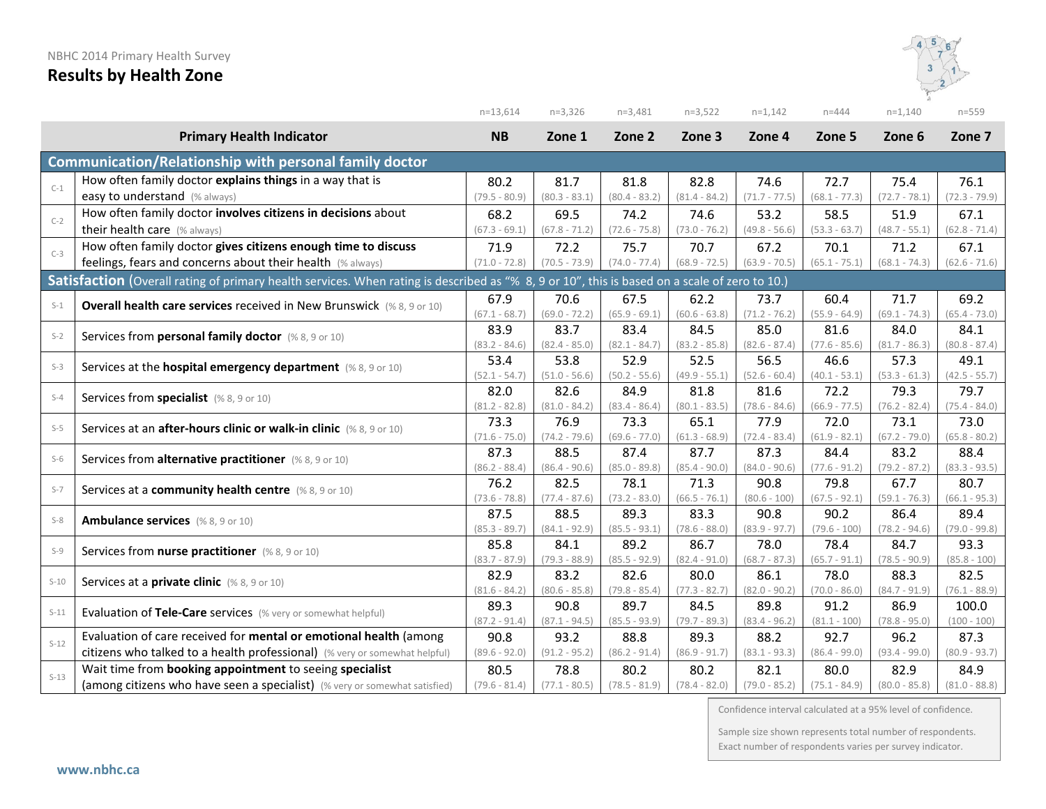NBHC 2014 Primary Health Survey

# Results by Health Zone

| | Primary Health Indicator | NB<br>n=13,614 | Zone 1<br>n=3,326 | Zone 2<br>n=3,481 | Zone 3<br>n=3,522 | Zone 4<br>n=1,142 | Zone 5<br>n=444 | Zone 6<br>n=1,140 | Zone 7<br>n=559 |
|---|---|---|---|---|---|---|---|---|---|
| | **Communication/Relationship with personal family doctor** | | | | | | | | |
| C-1 | How often family doctor **explains things** in a way that is easy to understand (% always) | 80.2<br>(79.5 - 80.9) | 81.7<br>(80.3 - 83.1) | 81.8<br>(80.4 - 83.2) | 82.8<br>(81.4 - 84.2) | 74.6<br>(71.7 - 77.5) | 72.7<br>(68.1 - 77.3) | 75.4<br>(72.7 - 78.1) | 76.1<br>(72.3 - 79.9) |
| C-2 | How often family doctor **involves citizens in decisions** about their health care (% always) | 68.2<br>(67.3 - 69.1) | 69.5<br>(67.8 - 71.2) | 74.2<br>(72.6 - 75.8) | 74.6<br>(73.0 - 76.2) | 53.2<br>(49.8 - 56.6) | 58.5<br>(53.3 - 63.7) | 51.9<br>(48.7 - 55.1) | 67.1<br>(62.8 - 71.4) |
| C-3 | How often family doctor **gives citizens enough time to discuss** feelings, fears and concerns about their health (% always) | 71.9<br>(71.0 - 72.8) | 72.2<br>(70.5 - 73.9) | 75.7<br>(74.0 - 77.4) | 70.7<br>(68.9 - 72.5) | 67.2<br>(63.9 - 70.5) | 70.1<br>(65.1 - 75.1) | 71.2<br>(68.1 - 74.3) | 67.1<br>(62.6 - 71.6) |
| | **Satisfaction** (Overall rating of primary health services. When rating is described as "% 8, 9 or 10", this is based on a scale of zero to 10.) | | | | | | | | |
| S-1 | **Overall health care services** received in New Brunswick (% 8, 9 or 10) | 67.9<br>(67.1 - 68.7) | 70.6<br>(69.0 - 72.2) | 67.5<br>(65.9 - 69.1) | 62.2<br>(60.6 - 63.8) | 73.7<br>(71.2 - 76.2) | 60.4<br>(55.9 - 64.9) | 71.7<br>(69.1 - 74.3) | 69.2<br>(65.4 - 73.0) |
| S-2 | Services from **personal family doctor** (% 8, 9 or 10) | 83.9<br>(83.2 - 84.6) | 83.7<br>(82.4 - 85.0) | 83.4<br>(82.1 - 84.7) | 84.5<br>(83.2 - 85.8) | 85.0<br>(82.6 - 87.4) | 81.6<br>(77.6 - 85.6) | 84.0<br>(81.7 - 86.3) | 84.1<br>(80.8 - 87.4) |
| S-3 | Services at the **hospital emergency department** (% 8, 9 or 10) | 53.4<br>(52.1 - 54.7) | 53.8<br>(51.0 - 56.6) | 52.9<br>(50.2 - 55.6) | 52.5<br>(49.9 - 55.1) | 56.5<br>(52.6 - 60.4) | 46.6<br>(40.1 - 53.1) | 57.3<br>(53.3 - 61.3) | 49.1<br>(42.5 - 55.7) |
| S-4 | Services from **specialist** (% 8, 9 or 10) | 82.0<br>(81.2 - 82.8) | 82.6<br>(81.0 - 84.2) | 84.9<br>(83.4 - 86.4) | 81.8<br>(80.1 - 83.5) | 81.6<br>(78.6 - 84.6) | 72.2<br>(66.9 - 77.5) | 79.3<br>(76.2 - 82.4) | 79.7<br>(75.4 - 84.0) |
| S-5 | Services at an **after-hours clinic or walk-in clinic** (% 8, 9 or 10) | 73.3<br>(71.6 - 75.0) | 76.9<br>(74.2 - 79.6) | 73.3<br>(69.6 - 77.0) | 65.1<br>(61.3 - 68.9) | 77.9<br>(72.4 - 83.4) | 72.0<br>(61.9 - 82.1) | 73.1<br>(67.2 - 79.0) | 73.0<br>(65.8 - 80.2) |
| S-6 | Services from **alternative practitioner** (% 8, 9 or 10) | 87.3<br>(86.2 - 88.4) | 88.5<br>(86.4 - 90.6) | 87.4<br>(85.0 - 89.8) | 87.7<br>(85.4 - 90.0) | 87.3<br>(84.0 - 90.6) | 84.4<br>(77.6 - 91.2) | 83.2<br>(79.2 - 87.2) | 88.4<br>(83.3 - 93.5) |
| S-7 | Services at a **community health centre** (% 8, 9 or 10) | 76.2<br>(73.6 - 78.8) | 82.5<br>(77.4 - 87.6) | 78.1<br>(73.2 - 83.0) | 71.3<br>(66.5 - 76.1) | 90.8<br>(80.6 - 100) | 79.8<br>(67.5 - 92.1) | 67.7<br>(59.1 - 76.3) | 80.7<br>(66.1 - 95.3) |
| S-8 | **Ambulance services** (% 8, 9 or 10) | 87.5<br>(85.3 - 89.7) | 88.5<br>(84.1 - 92.9) | 89.3<br>(85.5 - 93.1) | 83.3<br>(78.6 - 88.0) | 90.8<br>(83.9 - 97.7) | 90.2<br>(79.6 - 100) | 86.4<br>(78.2 - 94.6) | 89.4<br>(79.0 - 99.8) |
| S-9 | Services from **nurse practitioner** (% 8, 9 or 10) | 85.8<br>(83.7 - 87.9) | 84.1<br>(79.3 - 88.9) | 89.2<br>(85.5 - 92.9) | 86.7<br>(82.4 - 91.0) | 78.0<br>(68.7 - 87.3) | 78.4<br>(65.7 - 91.1) | 84.7<br>(78.5 - 90.9) | 93.3<br>(85.8 - 100) |
| S-10 | Services at a **private clinic** (% 8, 9 or 10) | 82.9<br>(81.6 - 84.2) | 83.2<br>(80.6 - 85.8) | 82.6<br>(79.8 - 85.4) | 80.0<br>(77.3 - 82.7) | 86.1<br>(82.0 - 90.2) | 78.0<br>(70.0 - 86.0) | 88.3<br>(84.7 - 91.9) | 82.5<br>(76.1 - 88.9) |
| S-11 | Evaluation of **Tele-Care** services (% very or somewhat helpful) | 89.3<br>(87.2 - 91.4) | 90.8<br>(87.1 - 94.5) | 89.7<br>(85.5 - 93.9) | 84.5<br>(79.7 - 89.3) | 89.8<br>(83.4 - 96.2) | 91.2<br>(81.1 - 100) | 86.9<br>(78.8 - 95.0) | 100.0<br>(100 - 100) |
| S-12 | Evaluation of care received for **mental or emotional health** (among citizens who talked to a health professional) (% very or somewhat helpful) | 90.8<br>(89.6 - 92.0) | 93.2<br>(91.2 - 95.2) | 88.8<br>(86.2 - 91.4) | 89.3<br>(86.9 - 91.7) | 88.2<br>(83.1 - 93.3) | 92.7<br>(86.4 - 99.0) | 96.2<br>(93.4 - 99.0) | 87.3<br>(80.9 - 93.7) |
| S-13 | Wait time from **booking appointment** to seeing **specialist** (among citizens who have seen a specialist) (% very or somewhat satisfied) | 80.5<br>(79.6 - 81.4) | 78.8<br>(77.1 - 80.5) | 80.2<br>(78.5 - 81.9) | 80.2<br>(78.4 - 82.0) | 82.1<br>(79.0 - 85.2) | 80.0<br>(75.1 - 84.9) | 82.9<br>(80.0 - 85.8) | 84.9<br>(81.0 - 88.8) |

Confidence interval calculated at a 95% level of confidence.

Sample size shown represents total number of respondents. Exact number of respondents varies per survey indicator.

www.nbhc.ca